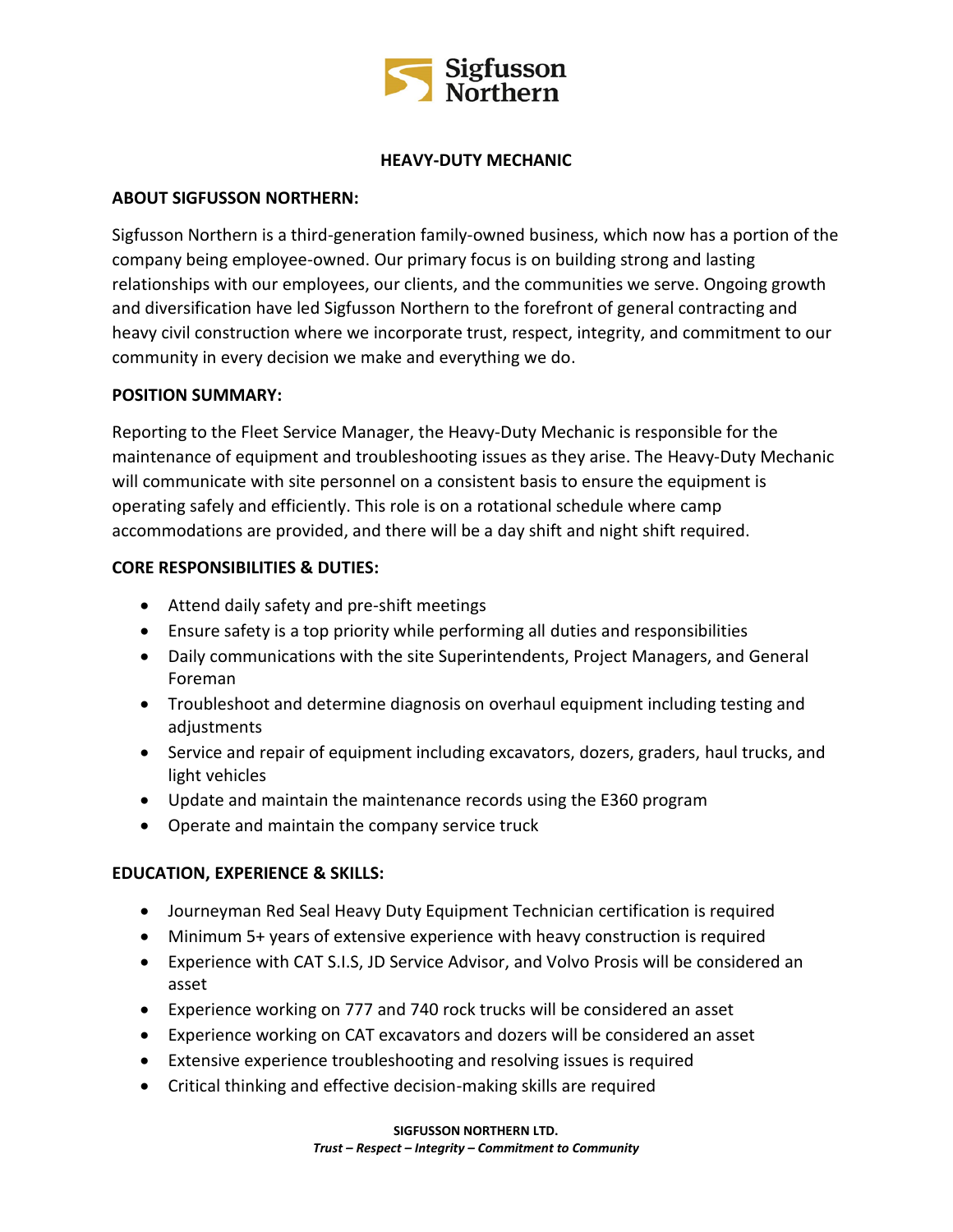# HEAVY-DUTY MECHANIC

## ABOUT SIGFUSSON NORTHERN:

Sigfusson Northern is a third-generation family-owned business, which now has a portion of the company being employee-owned. Our primary focus is on building strong and lasting relationships with our employees, our clients, and the communities we serve. Ongoing growth and diversification have led Sigfusson Northern to the forefront of general contracting and heavy civil construction where we incorporate trust, respect, integrity, and commitment to our community in every decision we make and everything we do.

## POSITION SUMMARY:

Reporting to the Fleet Service Manager, the Heavy-Duty Mechanic is responsible for the maintenance of equipment and troubleshooting issues as they arise. The Heavy-Duty Mechanic will communicate with site personnel on a consistent basis to ensure the equipment is operating safely and efficiently. This role is on a rotational schedule where camp accommodations are provided, and there will be a day shift and night shift required.

## CORE RESPONSIBILITIES & DUTIES:

- Attend daily safety and pre-shift meetings
- Ensure safety is a top priority while performing all duties and responsibilities
- Daily communications with the site Superintendents, Project Managers, and General Foreman
- Troubleshoot and determine diagnosis on overhaul equipment including testing and adjustments
- Service and repair of equipment including excavators, dozers, graders, haul trucks, and light vehicles
- Update and maintain the maintenance records using the E360 program
- Operate and maintain the company service truck

## EDUCATION, EXPERIENCE & SKILLS:

- Journeyman Red Seal Heavy Duty Equipment Technician certification is required
- Minimum 5+ years of extensive experience with heavy construction is required
- Experience with CAT S.I.S, JD Service Advisor, and Volvo Prosis will be considered an asset
- Experience working on 777 and 740 rock trucks will be considered an asset
- Experience working on CAT excavators and dozers will be considered an asset
- Extensive experience troubleshooting and resolving issues is required
- Critical thinking and effective decision-making skills are required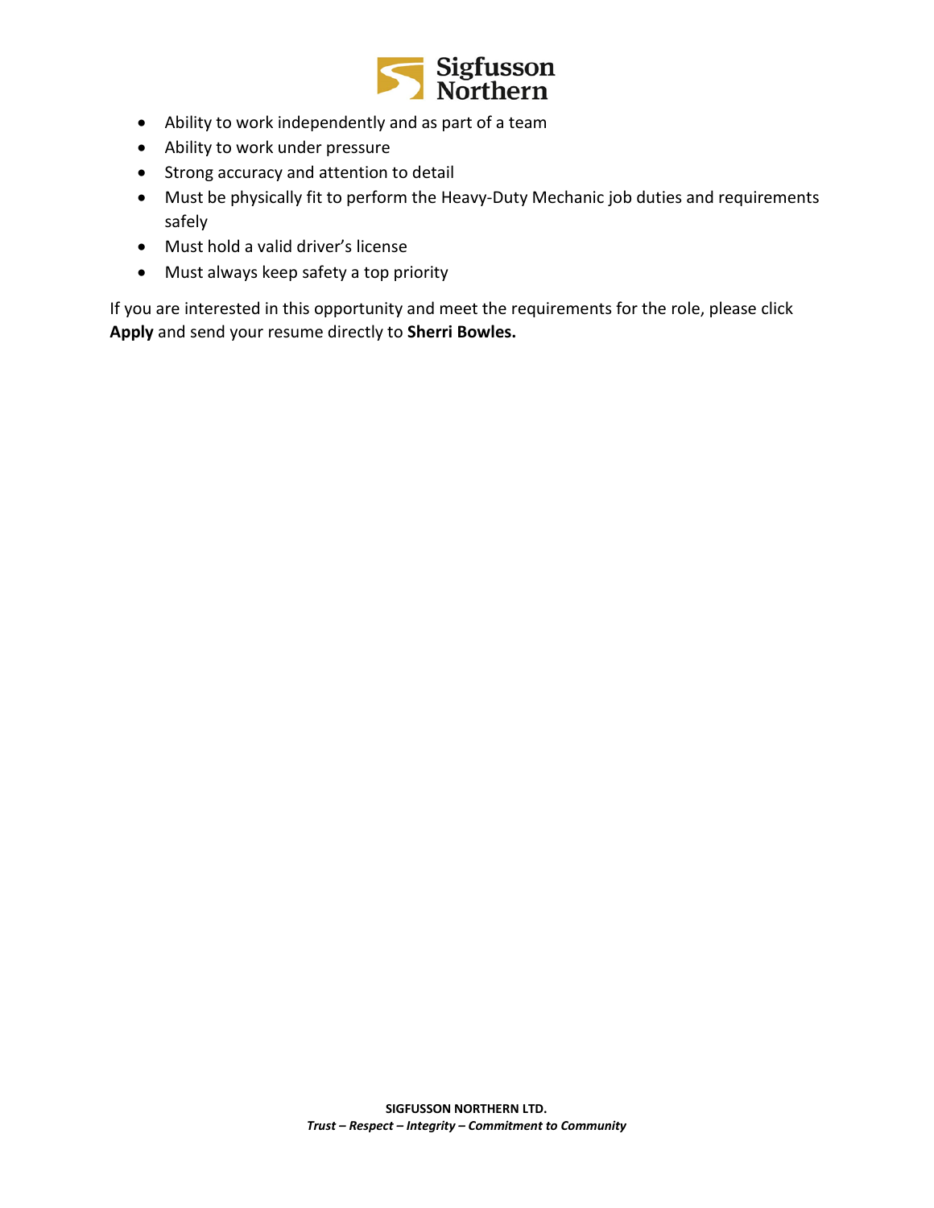- Ability to work independently and as part of a team
- Ability to work under pressure
- Strong accuracy and attention to detail
- Must be physically fit to perform the Heavy-Duty Mechanic job duties and requirements safely
- Must hold a valid driver's license
- Must always keep safety a top priority

If you are interested in this opportunity and meet the requirements for the role, please click **Apply** and send your resume directly to **Sherri Bowles.**